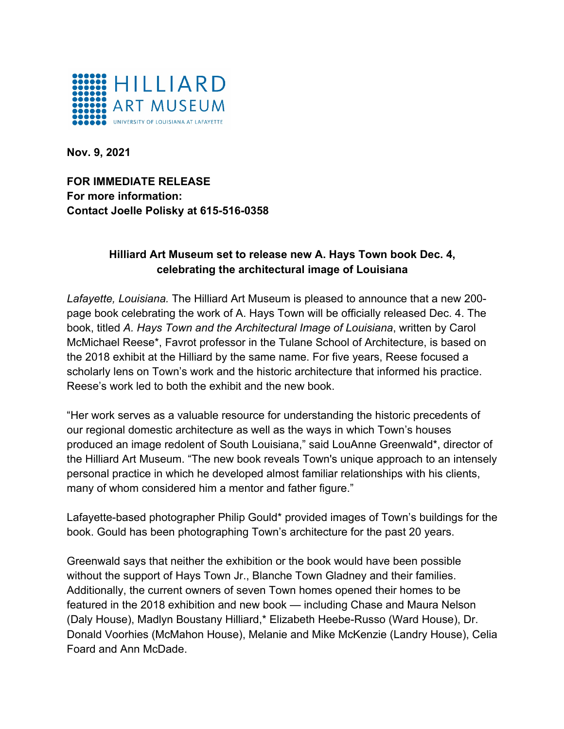HILLIARD ART MUSEUM
UNIVERSITY OF LOUISIANA AT LAFAYETTE

**Nov. 9, 2021**

**FOR IMMEDIATE RELEASE**
**For more information:**
**Contact Joelle Polisky at 615-516-0358**

## Hilliard Art Museum set to release new A. Hays Town book Dec. 4, celebrating the architectural image of Louisiana

*Lafayette, Louisiana.* The Hilliard Art Museum is pleased to announce that a new 200-page book celebrating the work of A. Hays Town will be officially released Dec. 4. The book, titled *A. Hays Town and the Architectural Image of Louisiana*, written by Carol McMichael Reese*, Favrot professor in the Tulane School of Architecture, is based on the 2018 exhibit at the Hilliard by the same name. For five years, Reese focused a scholarly lens on Town's work and the historic architecture that informed his practice. Reese's work led to both the exhibit and the new book.

"Her work serves as a valuable resource for understanding the historic precedents of our regional domestic architecture as well as the ways in which Town's houses produced an image redolent of South Louisiana," said LouAnne Greenwald*, director of the Hilliard Art Museum. "The new book reveals Town's unique approach to an intensely personal practice in which he developed almost familiar relationships with his clients, many of whom considered him a mentor and father figure."

Lafayette-based photographer Philip Gould* provided images of Town's buildings for the book. Gould has been photographing Town's architecture for the past 20 years.

Greenwald says that neither the exhibition or the book would have been possible without the support of Hays Town Jr., Blanche Town Gladney and their families. Additionally, the current owners of seven Town homes opened their homes to be featured in the 2018 exhibition and new book — including Chase and Maura Nelson (Daly House), Madlyn Boustany Hilliard,* Elizabeth Heebe-Russo (Ward House), Dr. Donald Voorhies (McMahon House), Melanie and Mike McKenzie (Landry House), Celia Foard and Ann McDade.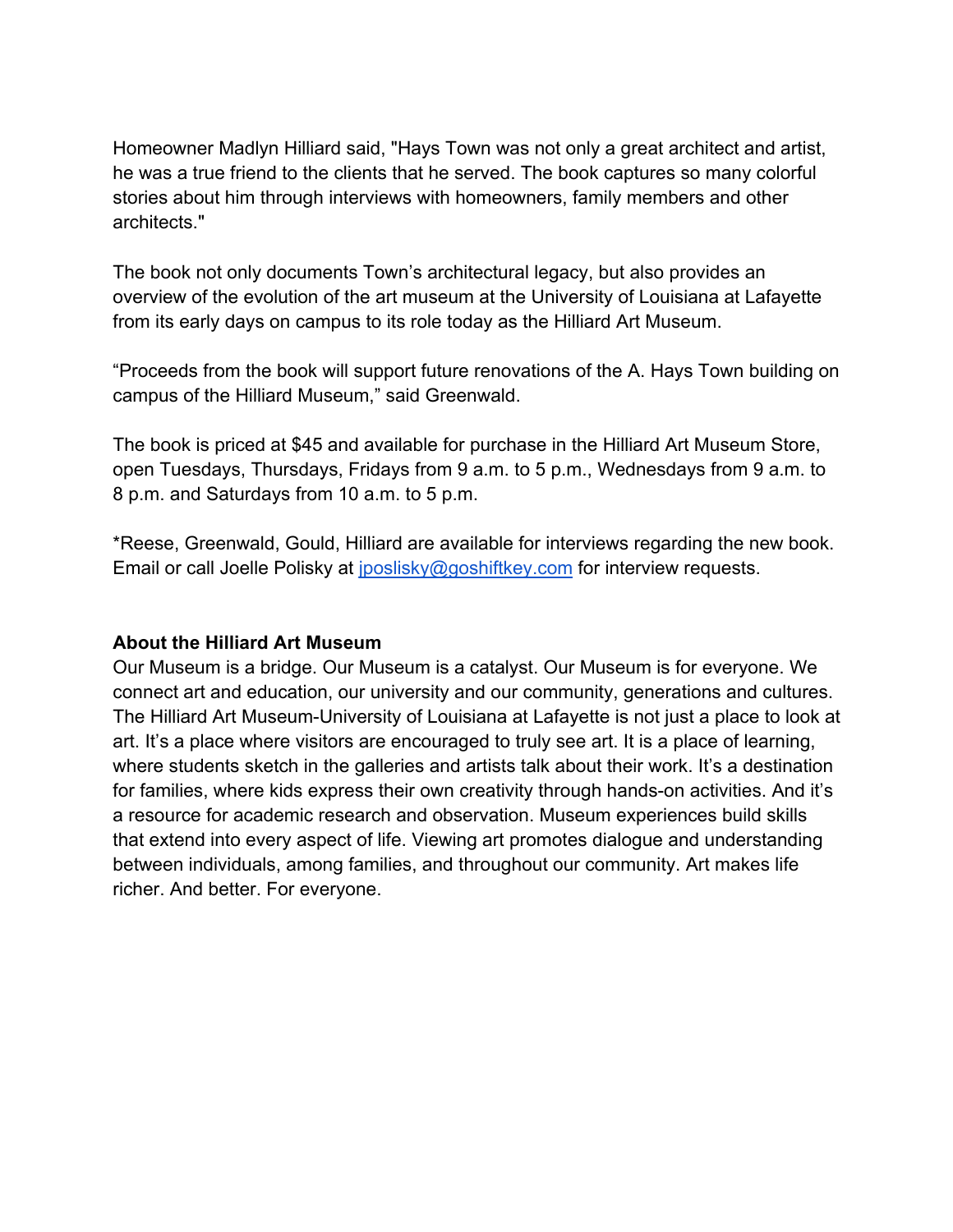Homeowner Madlyn Hilliard said, "Hays Town was not only a great architect and artist, he was a true friend to the clients that he served. The book captures so many colorful stories about him through interviews with homeowners, family members and other architects."

The book not only documents Town's architectural legacy, but also provides an overview of the evolution of the art museum at the University of Louisiana at Lafayette from its early days on campus to its role today as the Hilliard Art Museum.

"Proceeds from the book will support future renovations of the A. Hays Town building on campus of the Hilliard Museum," said Greenwald.

The book is priced at $45 and available for purchase in the Hilliard Art Museum Store, open Tuesdays, Thursdays, Fridays from 9 a.m. to 5 p.m., Wednesdays from 9 a.m. to 8 p.m. and Saturdays from 10 a.m. to 5 p.m.

*Reese, Greenwald, Gould, Hilliard are available for interviews regarding the new book. Email or call Joelle Polisky at [jposlisky@goshiftkey.com](mailto:jposlisky@goshiftkey.com) for interview requests.

**About the Hilliard Art Museum**

Our Museum is a bridge. Our Museum is a catalyst. Our Museum is for everyone. We connect art and education, our university and our community, generations and cultures. The Hilliard Art Museum-University of Louisiana at Lafayette is not just a place to look at art. It's a place where visitors are encouraged to truly see art. It is a place of learning, where students sketch in the galleries and artists talk about their work. It's a destination for families, where kids express their own creativity through hands-on activities. And it's a resource for academic research and observation. Museum experiences build skills that extend into every aspect of life. Viewing art promotes dialogue and understanding between individuals, among families, and throughout our community. Art makes life richer. And better. For everyone.